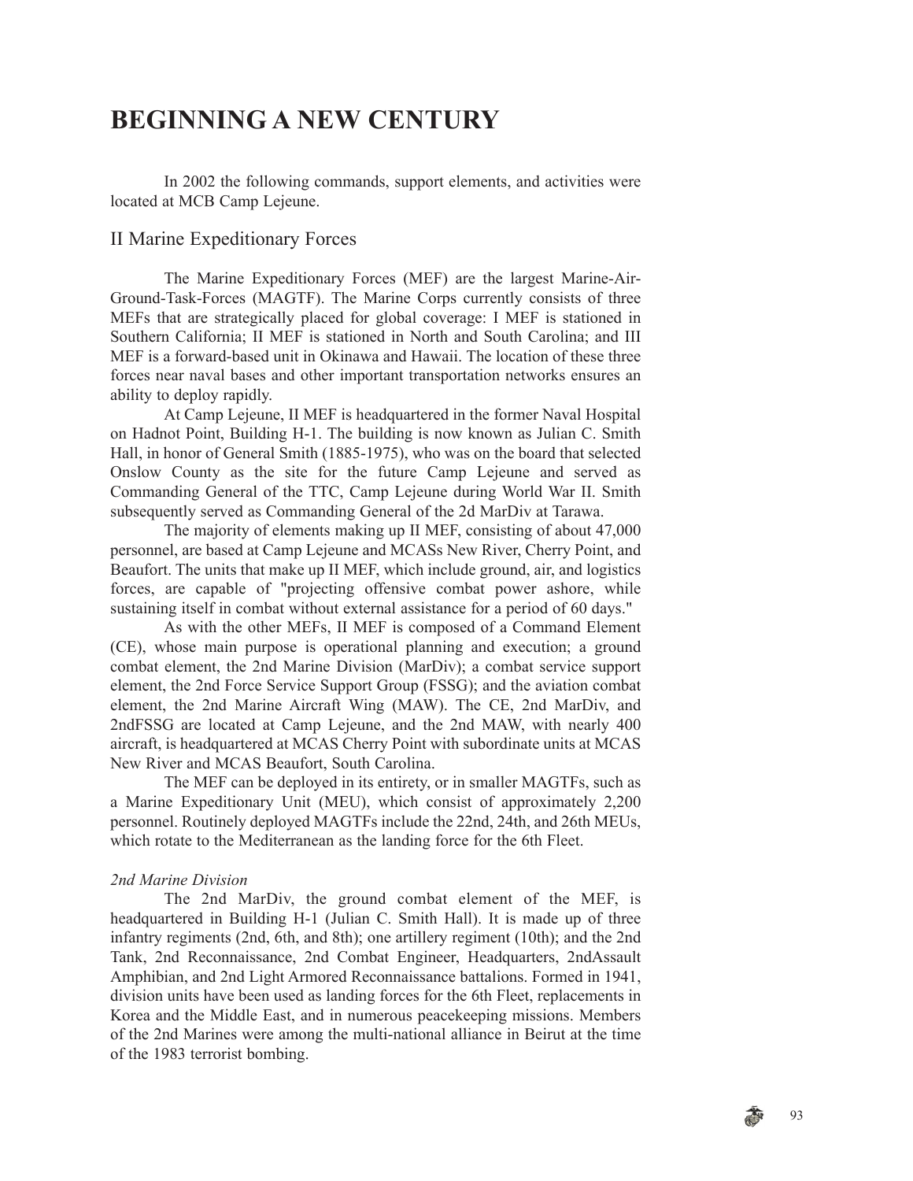# BEGINNING A NEW CENTURY

In 2002 the following commands, support elements, and activities were located at MCB Camp Lejeune.

## II Marine Expeditionary Forces

The Marine Expeditionary Forces (MEF) are the largest Marine-Air-Ground-Task-Forces (MAGTF). The Marine Corps currently consists of three MEFs that are strategically placed for global coverage: I MEF is stationed in Southern California; II MEF is stationed in North and South Carolina; and III MEF is a forward-based unit in Okinawa and Hawaii. The location of these three forces near naval bases and other important transportation networks ensures an ability to deploy rapidly.

At Camp Lejeune, II MEF is headquartered in the former Naval Hospital on Hadnot Point, Building H-1. The building is now known as Julian C. Smith Hall, in honor of General Smith (1885-1975), who was on the board that selected Onslow County as the site for the future Camp Lejeune and served as Commanding General of the TTC, Camp Lejeune during World War II. Smith subsequently served as Commanding General of the 2d MarDiv at Tarawa.

The majority of elements making up II MEF, consisting of about 47,000 personnel, are based at Camp Lejeune and MCASs New River, Cherry Point, and Beaufort. The units that make up II MEF, which include ground, air, and logistics forces, are capable of "projecting offensive combat power ashore, while sustaining itself in combat without external assistance for a period of 60 days."

As with the other MEFs, II MEF is composed of a Command Element (CE), whose main purpose is operational planning and execution; a ground combat element, the 2nd Marine Division (MarDiv); a combat service support element, the 2nd Force Service Support Group (FSSG); and the aviation combat element, the 2nd Marine Aircraft Wing (MAW). The CE, 2nd MarDiv, and 2ndFSSG are located at Camp Lejeune, and the 2nd MAW, with nearly 400 aircraft, is headquartered at MCAS Cherry Point with subordinate units at MCAS New River and MCAS Beaufort, South Carolina.

The MEF can be deployed in its entirety, or in smaller MAGTFs, such as a Marine Expeditionary Unit (MEU), which consist of approximately 2,200 personnel. Routinely deployed MAGTFs include the 22nd, 24th, and 26th MEUs, which rotate to the Mediterranean as the landing force for the 6th Fleet.

### *2nd Marine Division*

The 2nd MarDiv, the ground combat element of the MEF, is headquartered in Building H-1 (Julian C. Smith Hall). It is made up of three infantry regiments (2nd, 6th, and 8th); one artillery regiment (10th); and the 2nd Tank, 2nd Reconnaissance, 2nd Combat Engineer, Headquarters, 2ndAssault Amphibian, and 2nd Light Armored Reconnaissance battalions. Formed in 1941, division units have been used as landing forces for the 6th Fleet, replacements in Korea and the Middle East, and in numerous peacekeeping missions. Members of the 2nd Marines were among the multi-national alliance in Beirut at the time of the 1983 terrorist bombing.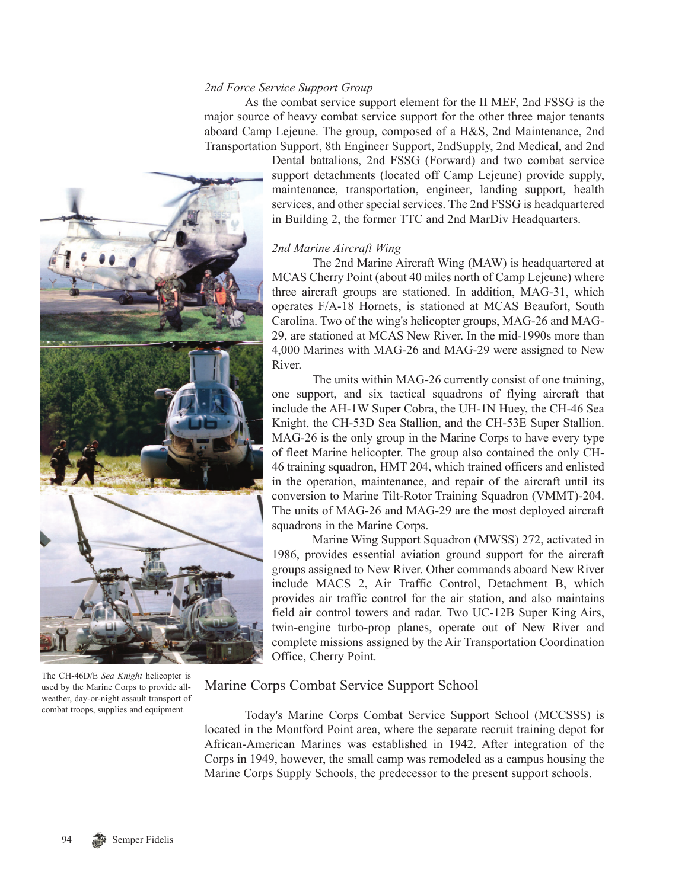*2nd Force Service Support Group*

As the combat service support element for the II MEF, 2nd FSSG is the major source of heavy combat service support for the other three major tenants aboard Camp Lejeune. The group, composed of a H&S, 2nd Maintenance, 2nd Transportation Support, 8th Engineer Support, 2ndSupply, 2nd Medical, and 2nd Dental battalions, 2nd FSSG (Forward) and two combat service support detachments (located off Camp Lejeune) provide supply, maintenance, transportation, engineer, landing support, health services, and other special services. The 2nd FSSG is headquartered in Building 2, the former TTC and 2nd MarDiv Headquarters.

*2nd Marine Aircraft Wing*

The 2nd Marine Aircraft Wing (MAW) is headquartered at MCAS Cherry Point (about 40 miles north of Camp Lejeune) where three aircraft groups are stationed. In addition, MAG-31, which operates F/A-18 Hornets, is stationed at MCAS Beaufort, South Carolina. Two of the wing's helicopter groups, MAG-26 and MAG-29, are stationed at MCAS New River. In the mid-1990s more than 4,000 Marines with MAG-26 and MAG-29 were assigned to New River.

The units within MAG-26 currently consist of one training, one support, and six tactical squadrons of flying aircraft that include the AH-1W Super Cobra, the UH-1N Huey, the CH-46 Sea Knight, the CH-53D Sea Stallion, and the CH-53E Super Stallion. MAG-26 is the only group in the Marine Corps to have every type of fleet Marine helicopter. The group also contained the only CH-46 training squadron, HMT 204, which trained officers and enlisted in the operation, maintenance, and repair of the aircraft until its conversion to Marine Tilt-Rotor Training Squadron (VMMT)-204. The units of MAG-26 and MAG-29 are the most deployed aircraft squadrons in the Marine Corps.

Marine Wing Support Squadron (MWSS) 272, activated in 1986, provides essential aviation ground support for the aircraft groups assigned to New River. Other commands aboard New River include MACS 2, Air Traffic Control, Detachment B, which provides air traffic control for the air station, and also maintains field air control towers and radar. Two UC-12B Super King Airs, twin-engine turbo-prop planes, operate out of New River and complete missions assigned by the Air Transportation Coordination Office, Cherry Point.

The CH-46D/E *Sea Knight* helicopter is used by the Marine Corps to provide all-weather, day-or-night assault transport of combat troops, supplies and equipment.

## Marine Corps Combat Service Support School

Today's Marine Corps Combat Service Support School (MCCSSS) is located in the Montford Point area, where the separate recruit training depot for African-American Marines was established in 1942. After integration of the Corps in 1949, however, the small camp was remodeled as a campus housing the Marine Corps Supply Schools, the predecessor to the present support schools.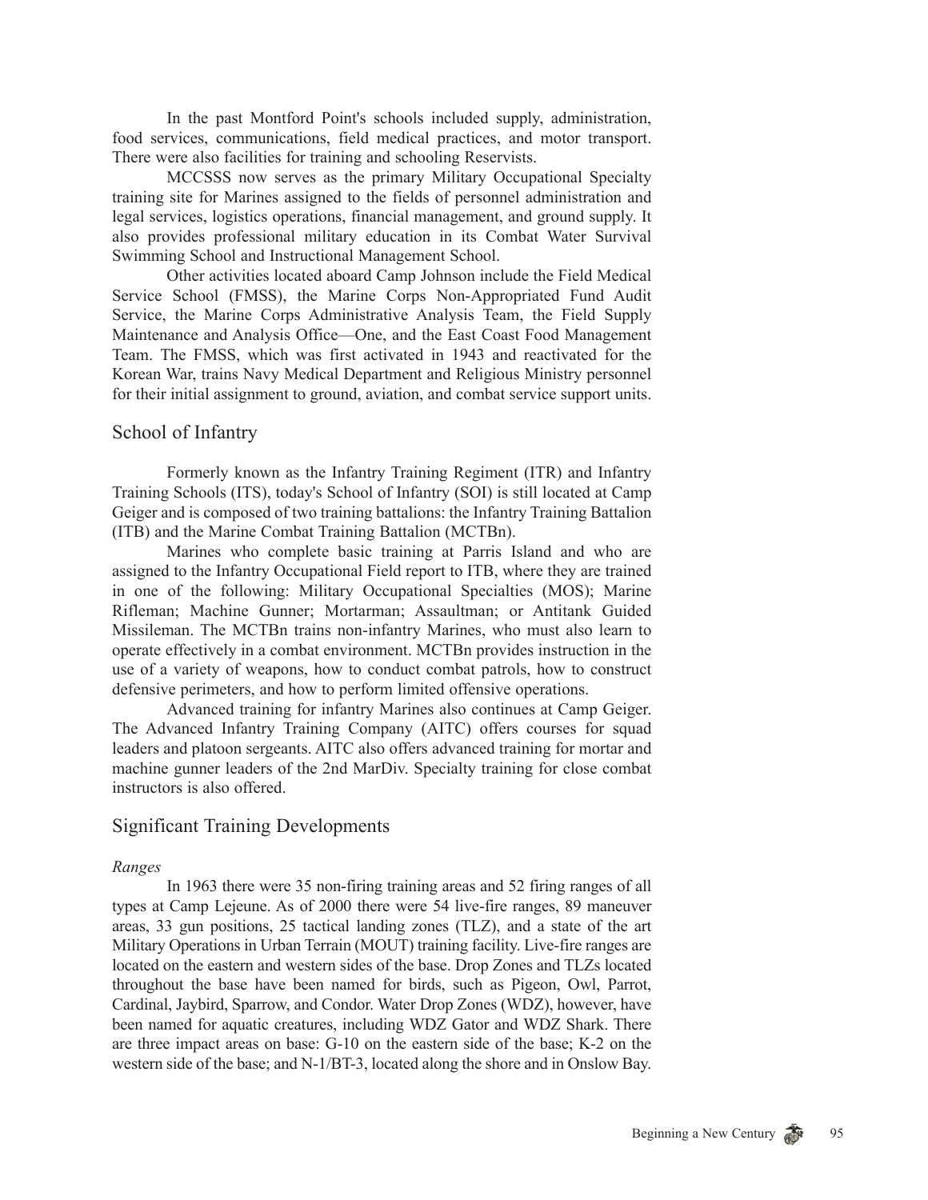In the past Montford Point's schools included supply, administration, food services, communications, field medical practices, and motor transport. There were also facilities for training and schooling Reservists.

MCCSSS now serves as the primary Military Occupational Specialty training site for Marines assigned to the fields of personnel administration and legal services, logistics operations, financial management, and ground supply. It also provides professional military education in its Combat Water Survival Swimming School and Instructional Management School.

Other activities located aboard Camp Johnson include the Field Medical Service School (FMSS), the Marine Corps Non-Appropriated Fund Audit Service, the Marine Corps Administrative Analysis Team, the Field Supply Maintenance and Analysis Office—One, and the East Coast Food Management Team. The FMSS, which was first activated in 1943 and reactivated for the Korean War, trains Navy Medical Department and Religious Ministry personnel for their initial assignment to ground, aviation, and combat service support units.

## School of Infantry

Formerly known as the Infantry Training Regiment (ITR) and Infantry Training Schools (ITS), today's School of Infantry (SOI) is still located at Camp Geiger and is composed of two training battalions: the Infantry Training Battalion (ITB) and the Marine Combat Training Battalion (MCTBn).

Marines who complete basic training at Parris Island and who are assigned to the Infantry Occupational Field report to ITB, where they are trained in one of the following: Military Occupational Specialties (MOS); Marine Rifleman; Machine Gunner; Mortarman; Assaultman; or Antitank Guided Missileman. The MCTBn trains non-infantry Marines, who must also learn to operate effectively in a combat environment. MCTBn provides instruction in the use of a variety of weapons, how to conduct combat patrols, how to construct defensive perimeters, and how to perform limited offensive operations.

Advanced training for infantry Marines also continues at Camp Geiger. The Advanced Infantry Training Company (AITC) offers courses for squad leaders and platoon sergeants. AITC also offers advanced training for mortar and machine gunner leaders of the 2nd MarDiv. Specialty training for close combat instructors is also offered.

## Significant Training Developments

*Ranges*

In 1963 there were 35 non-firing training areas and 52 firing ranges of all types at Camp Lejeune. As of 2000 there were 54 live-fire ranges, 89 maneuver areas, 33 gun positions, 25 tactical landing zones (TLZ), and a state of the art Military Operations in Urban Terrain (MOUT) training facility. Live-fire ranges are located on the eastern and western sides of the base. Drop Zones and TLZs located throughout the base have been named for birds, such as Pigeon, Owl, Parrot, Cardinal, Jaybird, Sparrow, and Condor. Water Drop Zones (WDZ), however, have been named for aquatic creatures, including WDZ Gator and WDZ Shark. There are three impact areas on base: G-10 on the eastern side of the base; K-2 on the western side of the base; and N-1/BT-3, located along the shore and in Onslow Bay.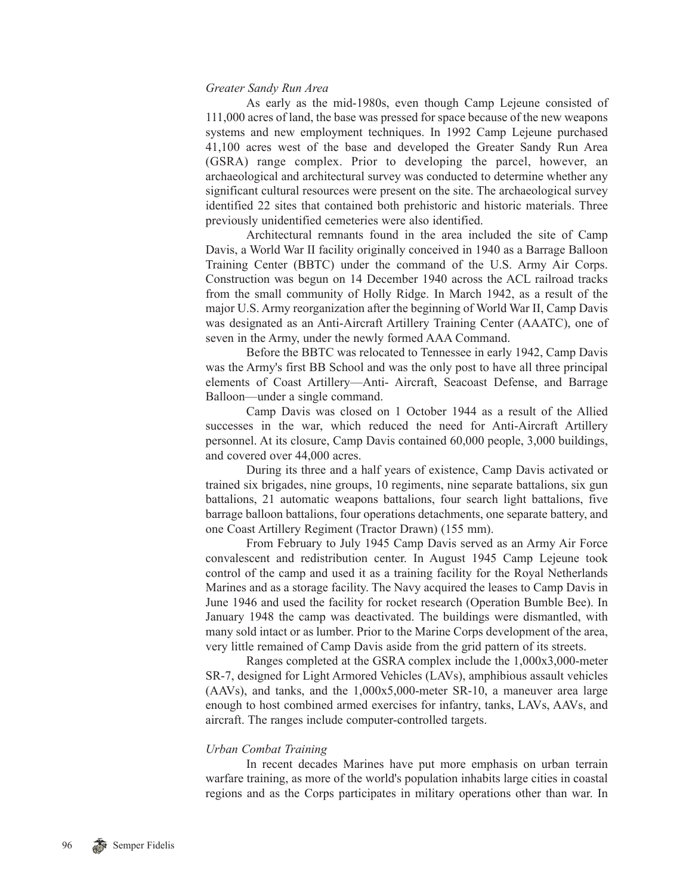*Greater Sandy Run Area*

As early as the mid-1980s, even though Camp Lejeune consisted of 111,000 acres of land, the base was pressed for space because of the new weapons systems and new employment techniques. In 1992 Camp Lejeune purchased 41,100 acres west of the base and developed the Greater Sandy Run Area (GSRA) range complex. Prior to developing the parcel, however, an archaeological and architectural survey was conducted to determine whether any significant cultural resources were present on the site. The archaeological survey identified 22 sites that contained both prehistoric and historic materials. Three previously unidentified cemeteries were also identified.

Architectural remnants found in the area included the site of Camp Davis, a World War II facility originally conceived in 1940 as a Barrage Balloon Training Center (BBTC) under the command of the U.S. Army Air Corps. Construction was begun on 14 December 1940 across the ACL railroad tracks from the small community of Holly Ridge. In March 1942, as a result of the major U.S. Army reorganization after the beginning of World War II, Camp Davis was designated as an Anti-Aircraft Artillery Training Center (AAATC), one of seven in the Army, under the newly formed AAA Command.

Before the BBTC was relocated to Tennessee in early 1942, Camp Davis was the Army's first BB School and was the only post to have all three principal elements of Coast Artillery—Anti- Aircraft, Seacoast Defense, and Barrage Balloon—under a single command.

Camp Davis was closed on 1 October 1944 as a result of the Allied successes in the war, which reduced the need for Anti-Aircraft Artillery personnel. At its closure, Camp Davis contained 60,000 people, 3,000 buildings, and covered over 44,000 acres.

During its three and a half years of existence, Camp Davis activated or trained six brigades, nine groups, 10 regiments, nine separate battalions, six gun battalions, 21 automatic weapons battalions, four search light battalions, five barrage balloon battalions, four operations detachments, one separate battery, and one Coast Artillery Regiment (Tractor Drawn) (155 mm).

From February to July 1945 Camp Davis served as an Army Air Force convalescent and redistribution center. In August 1945 Camp Lejeune took control of the camp and used it as a training facility for the Royal Netherlands Marines and as a storage facility. The Navy acquired the leases to Camp Davis in June 1946 and used the facility for rocket research (Operation Bumble Bee). In January 1948 the camp was deactivated. The buildings were dismantled, with many sold intact or as lumber. Prior to the Marine Corps development of the area, very little remained of Camp Davis aside from the grid pattern of its streets.

Ranges completed at the GSRA complex include the 1,000x3,000-meter SR-7, designed for Light Armored Vehicles (LAVs), amphibious assault vehicles (AAVs), and tanks, and the 1,000x5,000-meter SR-10, a maneuver area large enough to host combined armed exercises for infantry, tanks, LAVs, AAVs, and aircraft. The ranges include computer-controlled targets.

*Urban Combat Training*

In recent decades Marines have put more emphasis on urban terrain warfare training, as more of the world's population inhabits large cities in coastal regions and as the Corps participates in military operations other than war. In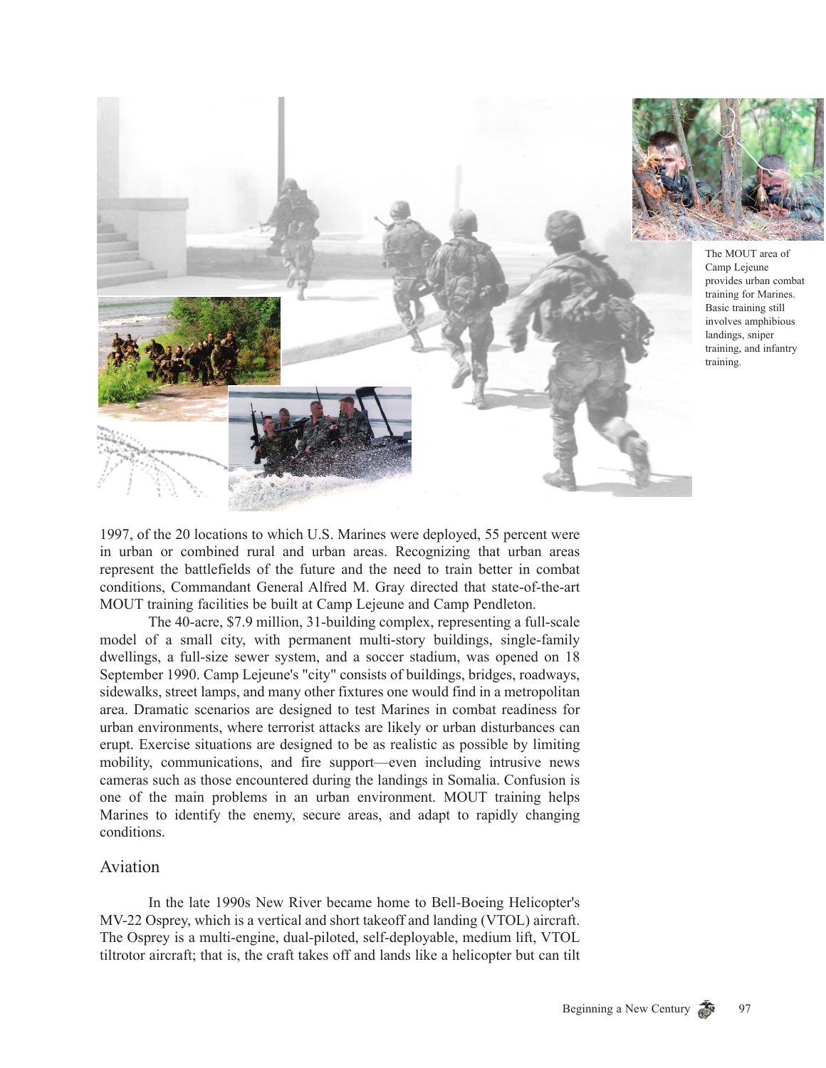The MOUT area of Camp Lejeune provides urban combat training for Marines. Basic training still involves amphibious landings, sniper training, and infantry training.

1997, of the 20 locations to which U.S. Marines were deployed, 55 percent were in urban or combined rural and urban areas. Recognizing that urban areas represent the battlefields of the future and the need to train better in combat conditions, Commandant General Alfred M. Gray directed that state-of-the-art MOUT training facilities be built at Camp Lejeune and Camp Pendleton.

The 40-acre, $7.9 million, 31-building complex, representing a full-scale model of a small city, with permanent multi-story buildings, single-family dwellings, a full-size sewer system, and a soccer stadium, was opened on 18 September 1990. Camp Lejeune's "city" consists of buildings, bridges, roadways, sidewalks, street lamps, and many other fixtures one would find in a metropolitan area. Dramatic scenarios are designed to test Marines in combat readiness for urban environments, where terrorist attacks are likely or urban disturbances can erupt. Exercise situations are designed to be as realistic as possible by limiting mobility, communications, and fire support—even including intrusive news cameras such as those encountered during the landings in Somalia. Confusion is one of the main problems in an urban environment. MOUT training helps Marines to identify the enemy, secure areas, and adapt to rapidly changing conditions.

## Aviation

In the late 1990s New River became home to Bell-Boeing Helicopter's MV-22 Osprey, which is a vertical and short takeoff and landing (VTOL) aircraft. The Osprey is a multi-engine, dual-piloted, self-deployable, medium lift, VTOL tiltrotor aircraft; that is, the craft takes off and lands like a helicopter but can tilt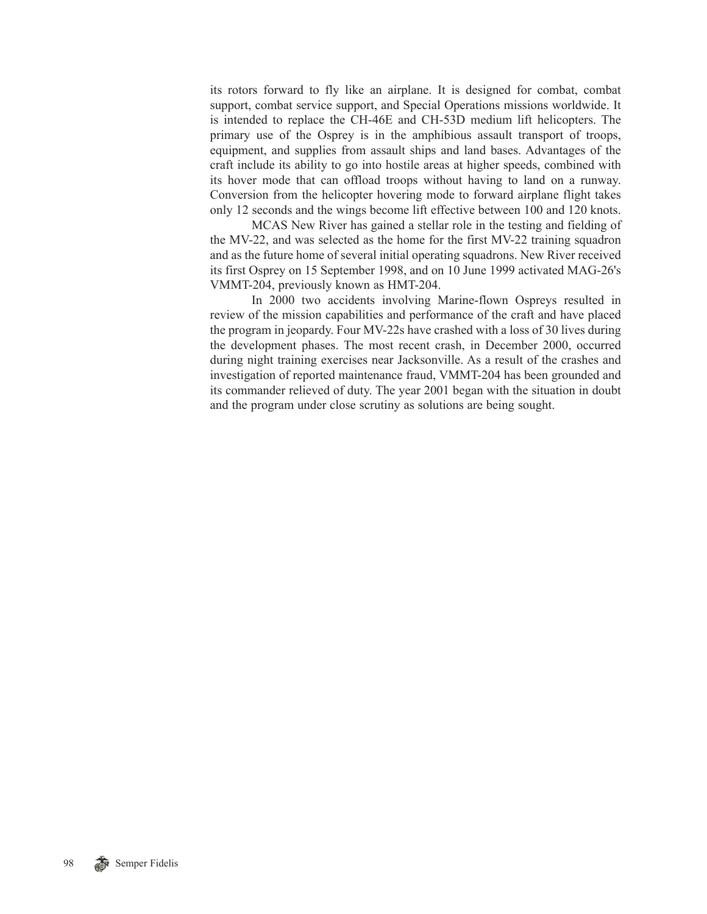its rotors forward to fly like an airplane. It is designed for combat, combat support, combat service support, and Special Operations missions worldwide. It is intended to replace the CH-46E and CH-53D medium lift helicopters. The primary use of the Osprey is in the amphibious assault transport of troops, equipment, and supplies from assault ships and land bases. Advantages of the craft include its ability to go into hostile areas at higher speeds, combined with its hover mode that can offload troops without having to land on a runway. Conversion from the helicopter hovering mode to forward airplane flight takes only 12 seconds and the wings become lift effective between 100 and 120 knots.

MCAS New River has gained a stellar role in the testing and fielding of the MV-22, and was selected as the home for the first MV-22 training squadron and as the future home of several initial operating squadrons. New River received its first Osprey on 15 September 1998, and on 10 June 1999 activated MAG-26's VMMT-204, previously known as HMT-204.

In 2000 two accidents involving Marine-flown Ospreys resulted in review of the mission capabilities and performance of the craft and have placed the program in jeopardy. Four MV-22s have crashed with a loss of 30 lives during the development phases. The most recent crash, in December 2000, occurred during night training exercises near Jacksonville. As a result of the crashes and investigation of reported maintenance fraud, VMMT-204 has been grounded and its commander relieved of duty. The year 2001 began with the situation in doubt and the program under close scrutiny as solutions are being sought.